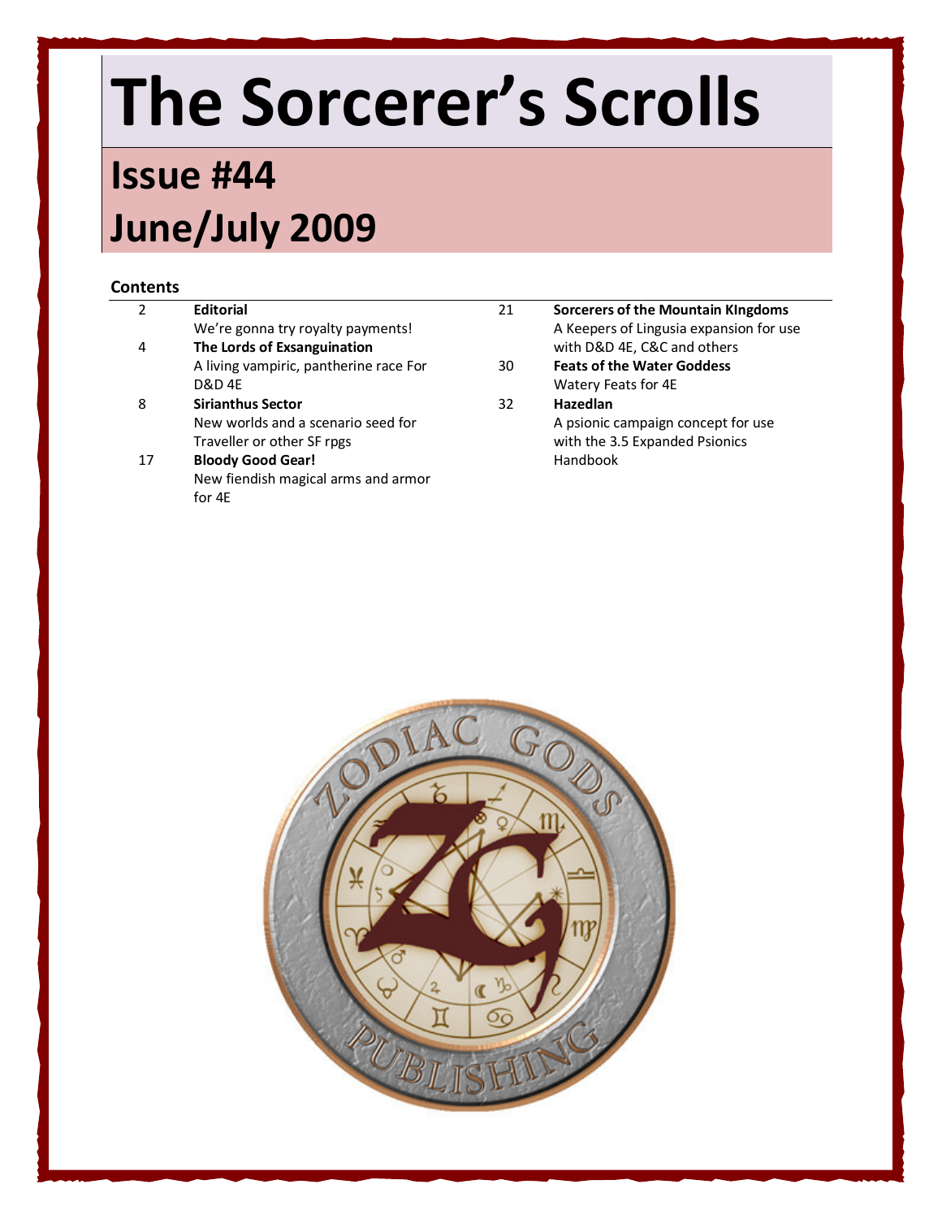# The Sorcerer's Scrolls

## Issue #44
## June/July 2009

**Contents**

| | | | |
|---|---|---|---|
| 2 | **Editorial** We're gonna try royalty payments! | 21 | **Sorcerers of the Mountain KIngdoms** A Keepers of Lingusia expansion for use with D&D 4E, C&C and others |
| 4 | **The Lords of Exsanguination** A living vampiric, pantherine race For D&D 4E | 30 | **Feats of the Water Goddess** Watery Feats for 4E |
| 8 | **Sirianthus Sector** New worlds and a scenario seed for Traveller or other SF rpgs | 32 | **Hazedlan** A psionic campaign concept for use with the 3.5 Expanded Psionics Handbook |
| 17 | **Bloody Good Gear!** New fiendish magical arms and armor for 4E | | |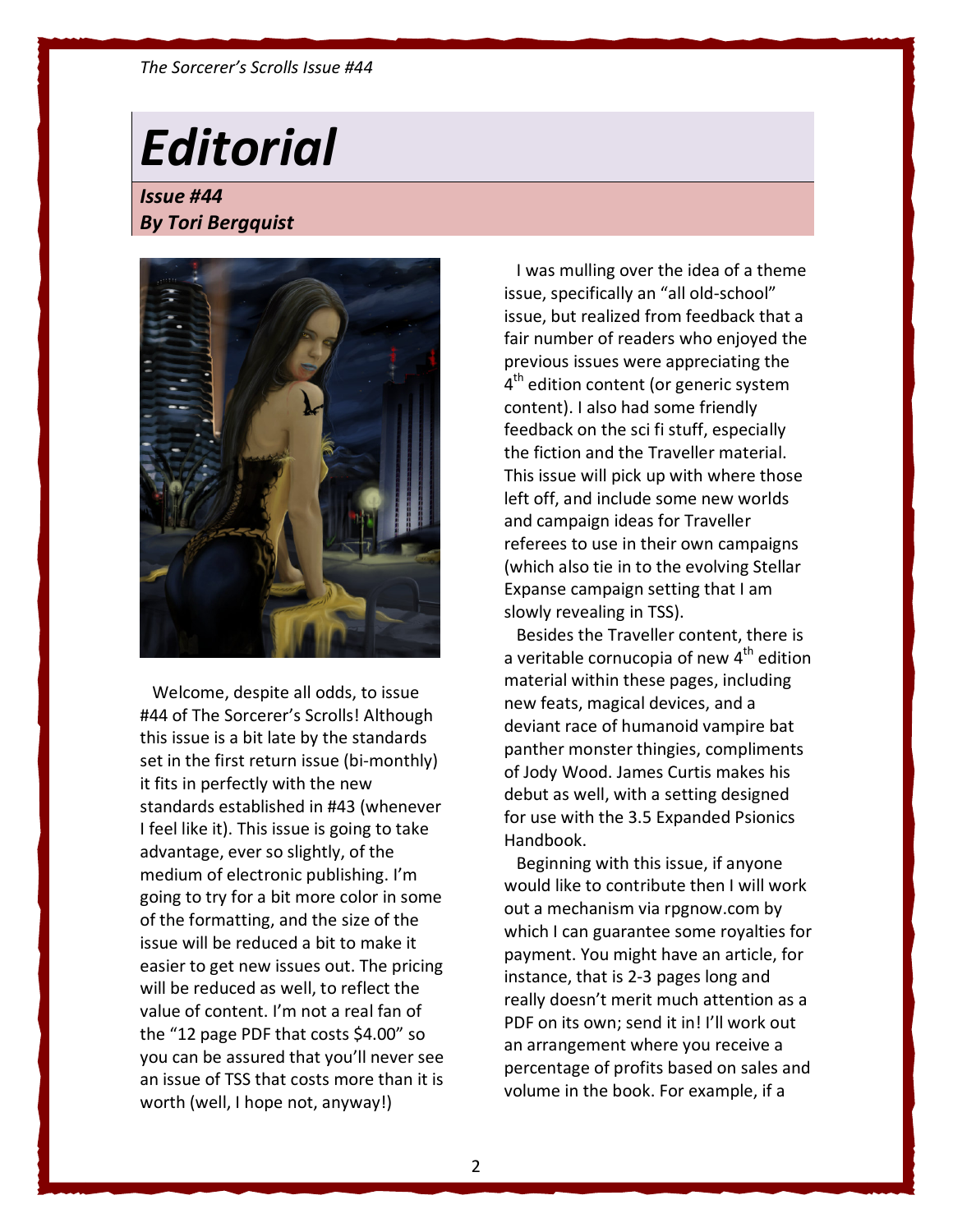# Editorial

***Issue #44***
***By Tori Bergquist***

Welcome, despite all odds, to issue #44 of The Sorcerer's Scrolls! Although this issue is a bit late by the standards set in the first return issue (bi-monthly) it fits in perfectly with the new standards established in #43 (whenever I feel like it). This issue is going to take advantage, ever so slightly, of the medium of electronic publishing. I'm going to try for a bit more color in some of the formatting, and the size of the issue will be reduced a bit to make it easier to get new issues out. The pricing will be reduced as well, to reflect the value of content. I'm not a real fan of the "12 page PDF that costs $4.00" so you can be assured that you'll never see an issue of TSS that costs more than it is worth (well, I hope not, anyway!)

I was mulling over the idea of a theme issue, specifically an "all old-school" issue, but realized from feedback that a fair number of readers who enjoyed the previous issues were appreciating the 4th edition content (or generic system content). I also had some friendly feedback on the sci fi stuff, especially the fiction and the Traveller material. This issue will pick up with where those left off, and include some new worlds and campaign ideas for Traveller referees to use in their own campaigns (which also tie in to the evolving Stellar Expanse campaign setting that I am slowly revealing in TSS).

Besides the Traveller content, there is a veritable cornucopia of new 4th edition material within these pages, including new feats, magical devices, and a deviant race of humanoid vampire bat panther monster thingies, compliments of Jody Wood. James Curtis makes his debut as well, with a setting designed for use with the 3.5 Expanded Psionics Handbook.

Beginning with this issue, if anyone would like to contribute then I will work out a mechanism via rpgnow.com by which I can guarantee some royalties for payment. You might have an article, for instance, that is 2-3 pages long and really doesn't merit much attention as a PDF on its own; send it in! I'll work out an arrangement where you receive a percentage of profits based on sales and volume in the book. For example, if a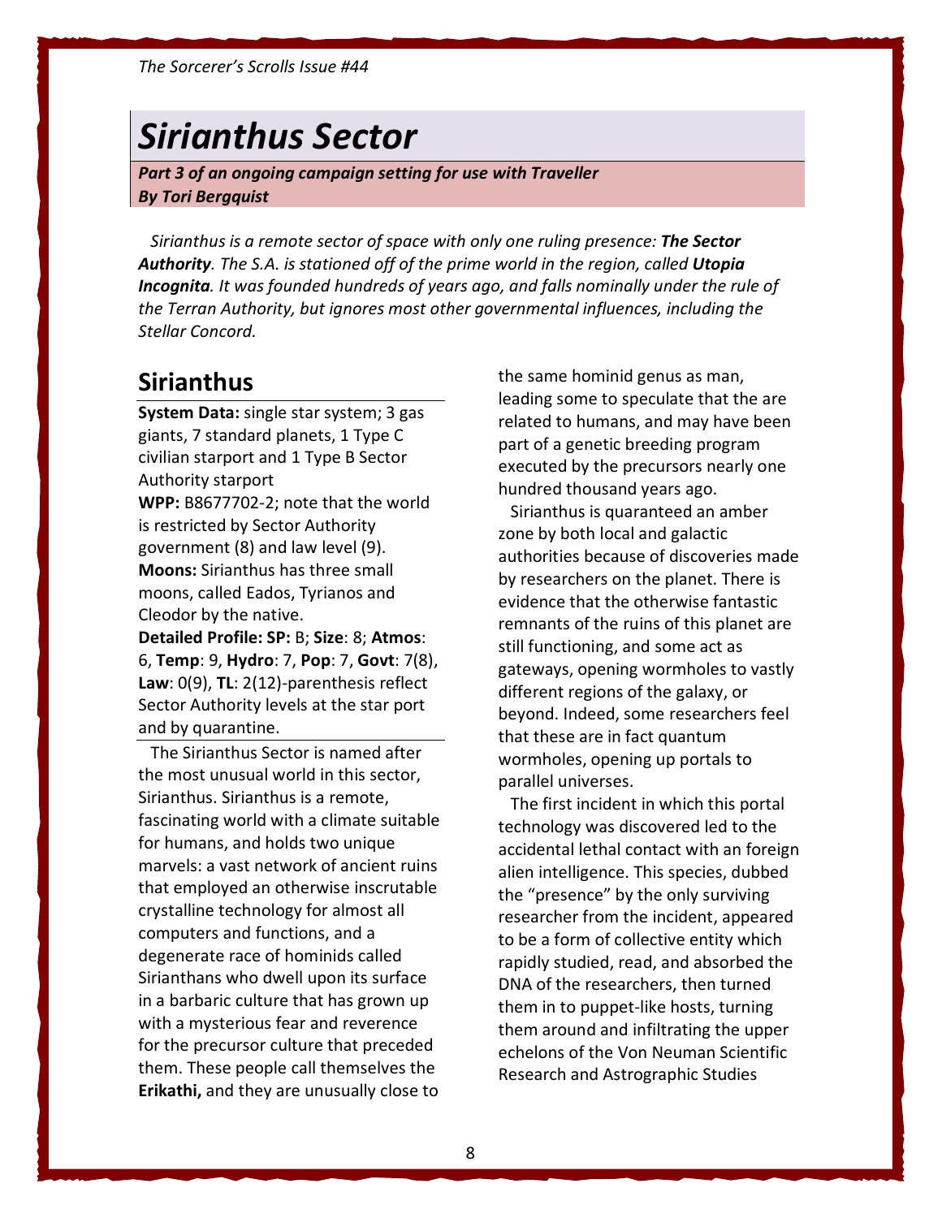# *Sirianthus Sector*

***Part 3 of an ongoing campaign setting for use with Traveller***
***By Tori Bergquist***

*Sirianthus is a remote sector of space with only one ruling presence: **The Sector Authority**. The S.A. is stationed off of the prime world in the region, called **Utopia Incognita**. It was founded hundreds of years ago, and falls nominally under the rule of the Terran Authority, but ignores most other governmental influences, including the Stellar Concord.*

## Sirianthus

**System Data:** single star system; 3 gas giants, 7 standard planets, 1 Type C civilian starport and 1 Type B Sector Authority starport
**WPP:** B8677702-2; note that the world is restricted by Sector Authority government (8) and law level (9).
**Moons:** Sirianthus has three small moons, called Eados, Tyrianos and Cleodor by the native.
**Detailed Profile: SP:** B; **Size**: 8; **Atmos**: 6, **Temp**: 9, **Hydro**: 7, **Pop**: 7, **Govt**: 7(8), **Law**: 0(9), **TL**: 2(12)-parenthesis reflect Sector Authority levels at the star port and by quarantine.

The Sirianthus Sector is named after the most unusual world in this sector, Sirianthus. Sirianthus is a remote, fascinating world with a climate suitable for humans, and holds two unique marvels: a vast network of ancient ruins that employed an otherwise inscrutable crystalline technology for almost all computers and functions, and a degenerate race of hominids called Sirianthans who dwell upon its surface in a barbaric culture that has grown up with a mysterious fear and reverence for the precursor culture that preceded them. These people call themselves the **Erikathi,** and they are unusually close to the same hominid genus as man, leading some to speculate that the are related to humans, and may have been part of a genetic breeding program executed by the precursors nearly one hundred thousand years ago.

Sirianthus is quaranteed an amber zone by both local and galactic authorities because of discoveries made by researchers on the planet. There is evidence that the otherwise fantastic remnants of the ruins of this planet are still functioning, and some act as gateways, opening wormholes to vastly different regions of the galaxy, or beyond. Indeed, some researchers feel that these are in fact quantum wormholes, opening up portals to parallel universes.

The first incident in which this portal technology was discovered led to the accidental lethal contact with an foreign alien intelligence. This species, dubbed the "presence" by the only surviving researcher from the incident, appeared to be a form of collective entity which rapidly studied, read, and absorbed the DNA of the researchers, then turned them in to puppet-like hosts, turning them around and infiltrating the upper echelons of the Von Neuman Scientific Research and Astrographic Studies